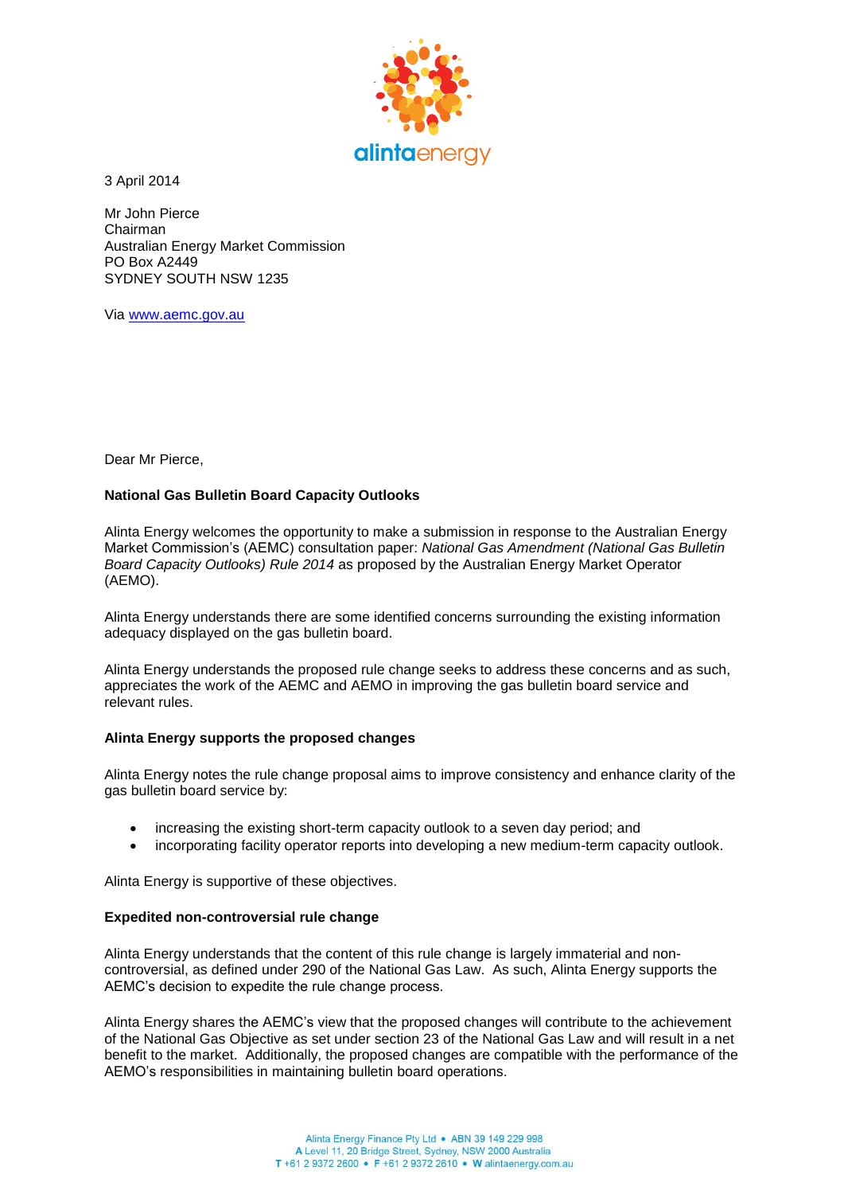3 April 2014

Mr John Pierce
Chairman
Australian Energy Market Commission
PO Box A2449
SYDNEY SOUTH NSW 1235

Via www.aemc.gov.au

Dear Mr Pierce,

**National Gas Bulletin Board Capacity Outlooks**

Alinta Energy welcomes the opportunity to make a submission in response to the Australian Energy Market Commission's (AEMC) consultation paper: *National Gas Amendment (National Gas Bulletin Board Capacity Outlooks) Rule 2014* as proposed by the Australian Energy Market Operator (AEMO).

Alinta Energy understands there are some identified concerns surrounding the existing information adequacy displayed on the gas bulletin board.

Alinta Energy understands the proposed rule change seeks to address these concerns and as such, appreciates the work of the AEMC and AEMO in improving the gas bulletin board service and relevant rules.

**Alinta Energy supports the proposed changes**

Alinta Energy notes the rule change proposal aims to improve consistency and enhance clarity of the gas bulletin board service by:

- increasing the existing short-term capacity outlook to a seven day period; and
- incorporating facility operator reports into developing a new medium-term capacity outlook.

Alinta Energy is supportive of these objectives.

**Expedited non-controversial rule change**

Alinta Energy understands that the content of this rule change is largely immaterial and non-controversial, as defined under 290 of the National Gas Law. As such, Alinta Energy supports the AEMC's decision to expedite the rule change process.

Alinta Energy shares the AEMC's view that the proposed changes will contribute to the achievement of the National Gas Objective as set under section 23 of the National Gas Law and will result in a net benefit to the market. Additionally, the proposed changes are compatible with the performance of the AEMO's responsibilities in maintaining bulletin board operations.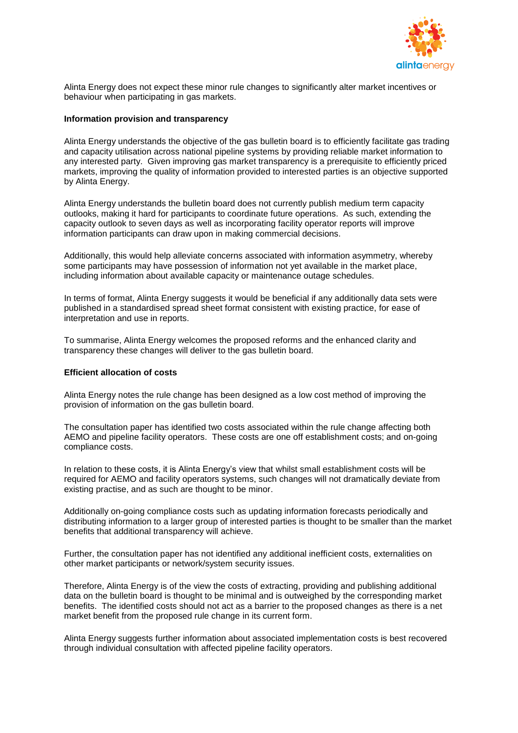Alinta Energy does not expect these minor rule changes to significantly alter market incentives or behaviour when participating in gas markets.

**Information provision and transparency**

Alinta Energy understands the objective of the gas bulletin board is to efficiently facilitate gas trading and capacity utilisation across national pipeline systems by providing reliable market information to any interested party. Given improving gas market transparency is a prerequisite to efficiently priced markets, improving the quality of information provided to interested parties is an objective supported by Alinta Energy.

Alinta Energy understands the bulletin board does not currently publish medium term capacity outlooks, making it hard for participants to coordinate future operations. As such, extending the capacity outlook to seven days as well as incorporating facility operator reports will improve information participants can draw upon in making commercial decisions.

Additionally, this would help alleviate concerns associated with information asymmetry, whereby some participants may have possession of information not yet available in the market place, including information about available capacity or maintenance outage schedules.

In terms of format, Alinta Energy suggests it would be beneficial if any additionally data sets were published in a standardised spread sheet format consistent with existing practice, for ease of interpretation and use in reports.

To summarise, Alinta Energy welcomes the proposed reforms and the enhanced clarity and transparency these changes will deliver to the gas bulletin board.

**Efficient allocation of costs**

Alinta Energy notes the rule change has been designed as a low cost method of improving the provision of information on the gas bulletin board.

The consultation paper has identified two costs associated within the rule change affecting both AEMO and pipeline facility operators. These costs are one off establishment costs; and on-going compliance costs.

In relation to these costs, it is Alinta Energy's view that whilst small establishment costs will be required for AEMO and facility operators systems, such changes will not dramatically deviate from existing practise, and as such are thought to be minor.

Additionally on-going compliance costs such as updating information forecasts periodically and distributing information to a larger group of interested parties is thought to be smaller than the market benefits that additional transparency will achieve.

Further, the consultation paper has not identified any additional inefficient costs, externalities on other market participants or network/system security issues.

Therefore, Alinta Energy is of the view the costs of extracting, providing and publishing additional data on the bulletin board is thought to be minimal and is outweighed by the corresponding market benefits. The identified costs should not act as a barrier to the proposed changes as there is a net market benefit from the proposed rule change in its current form.

Alinta Energy suggests further information about associated implementation costs is best recovered through individual consultation with affected pipeline facility operators.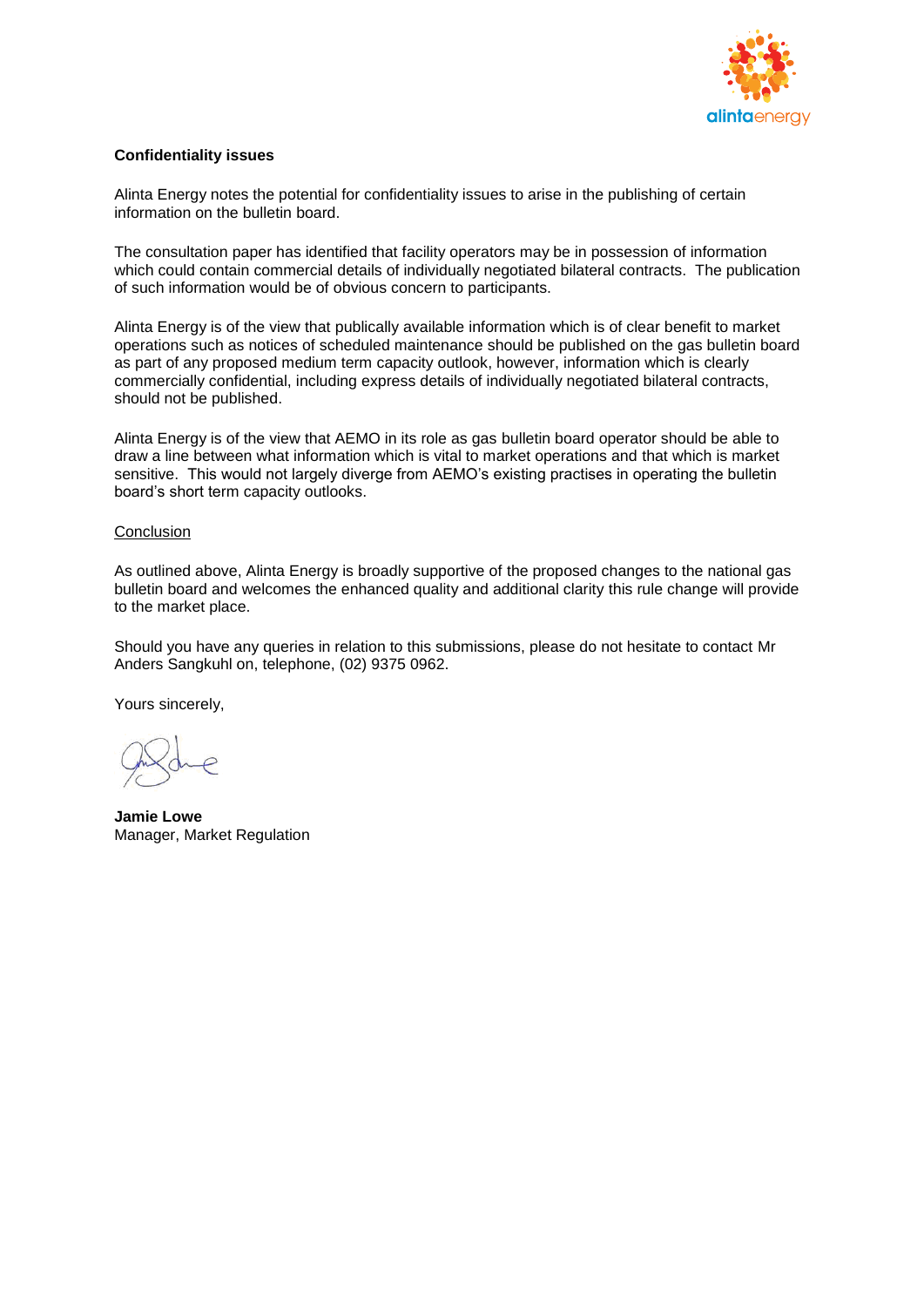**Confidentiality issues**

Alinta Energy notes the potential for confidentiality issues to arise in the publishing of certain information on the bulletin board.

The consultation paper has identified that facility operators may be in possession of information which could contain commercial details of individually negotiated bilateral contracts. The publication of such information would be of obvious concern to participants.

Alinta Energy is of the view that publically available information which is of clear benefit to market operations such as notices of scheduled maintenance should be published on the gas bulletin board as part of any proposed medium term capacity outlook, however, information which is clearly commercially confidential, including express details of individually negotiated bilateral contracts, should not be published.

Alinta Energy is of the view that AEMO in its role as gas bulletin board operator should be able to draw a line between what information which is vital to market operations and that which is market sensitive. This would not largely diverge from AEMO's existing practises in operating the bulletin board's short term capacity outlooks.

Conclusion

As outlined above, Alinta Energy is broadly supportive of the proposed changes to the national gas bulletin board and welcomes the enhanced quality and additional clarity this rule change will provide to the market place.

Should you have any queries in relation to this submissions, please do not hesitate to contact Mr Anders Sangkuhl on, telephone, (02) 9375 0962.

Yours sincerely,

**Jamie Lowe**
Manager, Market Regulation